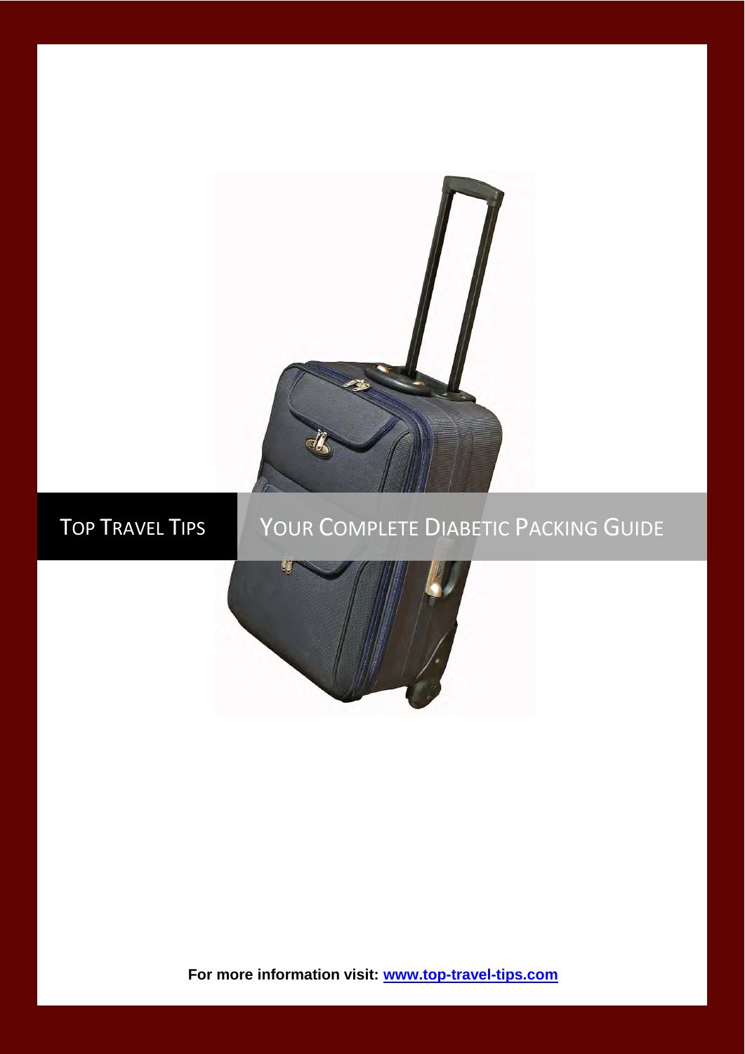TOP TRAVEL TIPS

# YOUR COMPLETE DIABETIC PACKING GUIDE

**For more information visit: [www.top-travel-tips.com](http://www.top-travel-tips.com)**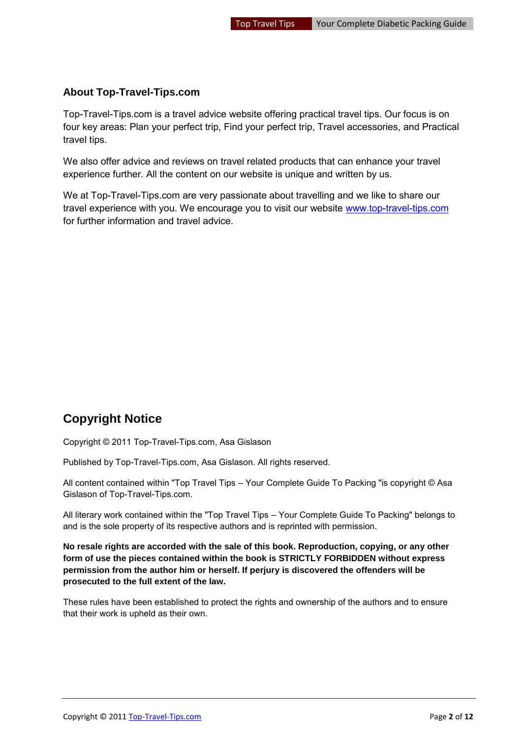### About Top-Travel-Tips.com

Top-Travel-Tips.com is a travel advice website offering practical travel tips. Our focus is on four key areas: Plan your perfect trip, Find your perfect trip, Travel accessories, and Practical travel tips.

We also offer advice and reviews on travel related products that can enhance your travel experience further. All the content on our website is unique and written by us.

We at Top-Travel-Tips.com are very passionate about travelling and we like to share our travel experience with you. We encourage you to visit our website [www.top-travel-tips.com](http://www.top-travel-tips.com) for further information and travel advice.

## Copyright Notice

Copyright © 2011 Top-Travel-Tips.com, Asa Gislason

Published by Top-Travel-Tips.com, Asa Gislason. All rights reserved.

All content contained within "Top Travel Tips – Your Complete Guide To Packing "is copyright © Asa Gislason of Top-Travel-Tips.com.

All literary work contained within the "Top Travel Tips – Your Complete Guide To Packing" belongs to and is the sole property of its respective authors and is reprinted with permission.

**No resale rights are accorded with the sale of this book. Reproduction, copying, or any other form of use the pieces contained within the book is STRICTLY FORBIDDEN without express permission from the author him or herself. If perjury is discovered the offenders will be prosecuted to the full extent of the law.**

These rules have been established to protect the rights and ownership of the authors and to ensure that their work is upheld as their own.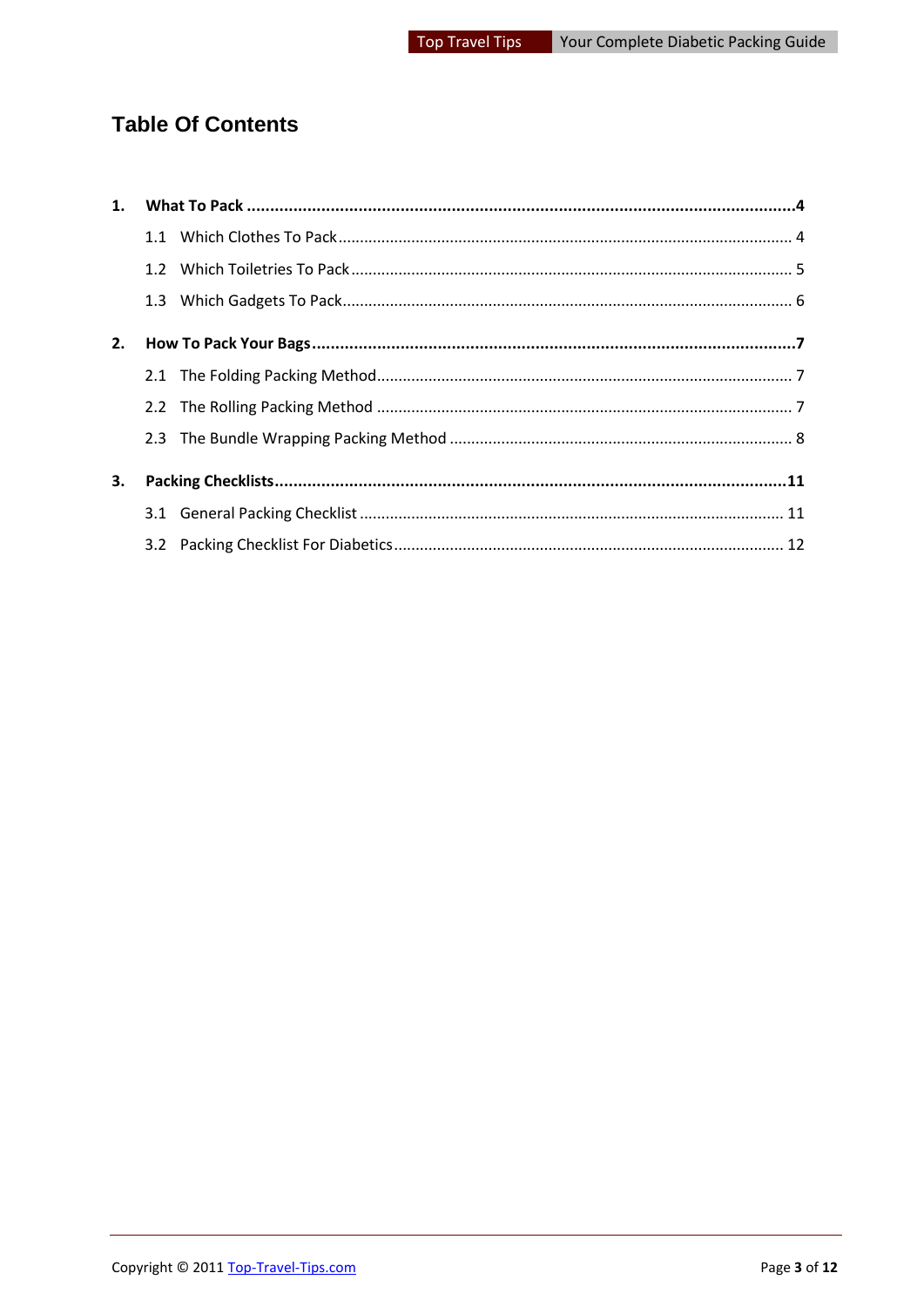# Table Of Contents

**1. What To Pack ........................................................................................................ 4**

1.1 Which Clothes To Pack ........................................................................................ 4

1.2 Which Toiletries To Pack ...................................................................................... 5

1.3 Which Gadgets To Pack ........................................................................................ 6

**2. How To Pack Your Bags ........................................................................................ 7**

2.1 The Folding Packing Method ................................................................................ 7

2.2 The Rolling Packing Method ................................................................................ 7

2.3 The Bundle Wrapping Packing Method ................................................................ 8

**3. Packing Checklists ............................................................................................. 11**

3.1 General Packing Checklist .................................................................................. 11

3.2 Packing Checklist For Diabetics .......................................................................... 12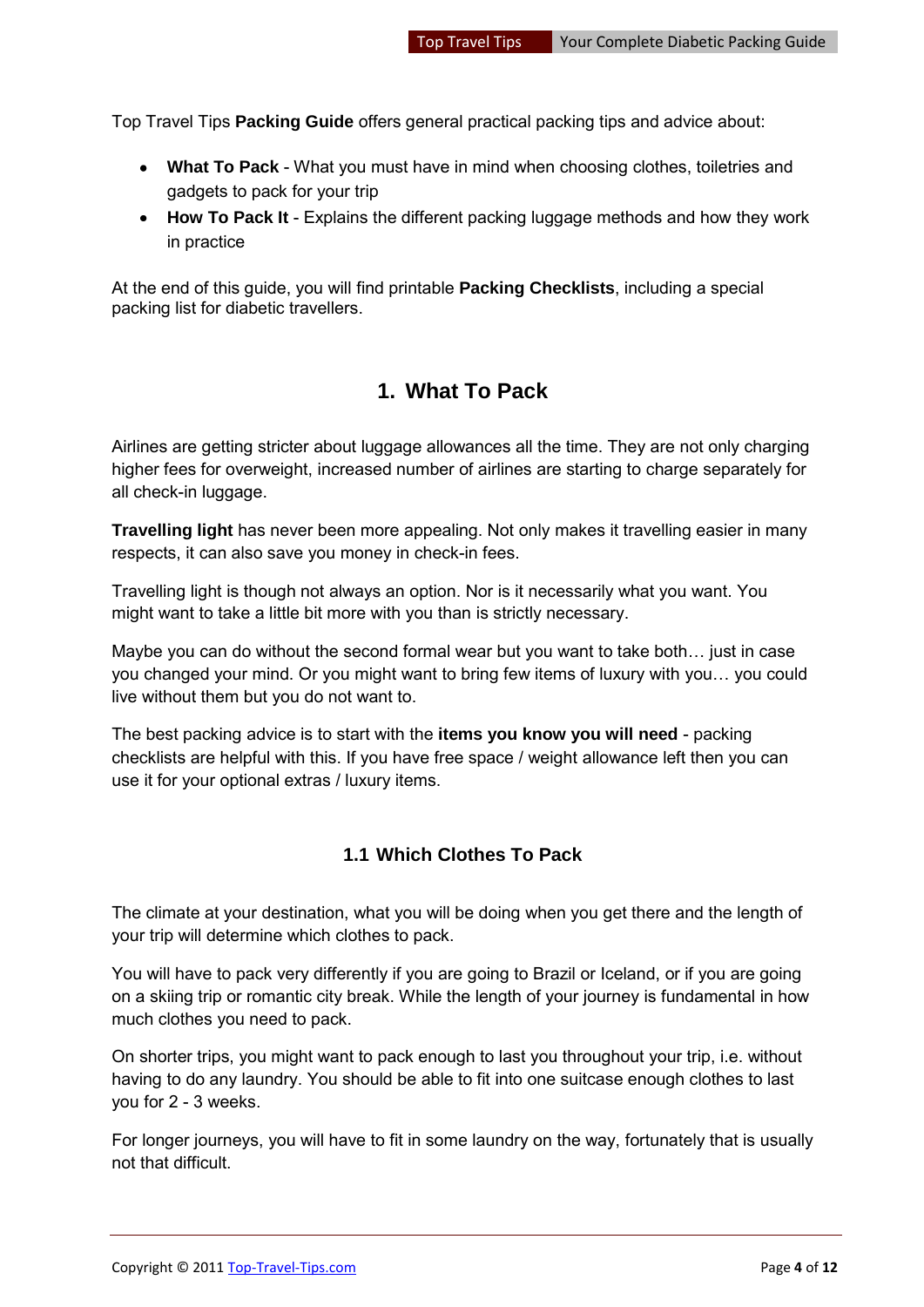Top Travel Tips **Packing Guide** offers general practical packing tips and advice about:

- **What To Pack** - What you must have in mind when choosing clothes, toiletries and gadgets to pack for your trip
- **How To Pack It** - Explains the different packing luggage methods and how they work in practice

At the end of this guide, you will find printable **Packing Checklists**, including a special packing list for diabetic travellers.

# 1. What To Pack

Airlines are getting stricter about luggage allowances all the time. They are not only charging higher fees for overweight, increased number of airlines are starting to charge separately for all check-in luggage.

**Travelling light** has never been more appealing. Not only makes it travelling easier in many respects, it can also save you money in check-in fees.

Travelling light is though not always an option. Nor is it necessarily what you want. You might want to take a little bit more with you than is strictly necessary.

Maybe you can do without the second formal wear but you want to take both… just in case you changed your mind. Or you might want to bring few items of luxury with you… you could live without them but you do not want to.

The best packing advice is to start with the **items you know you will need** - packing checklists are helpful with this. If you have free space / weight allowance left then you can use it for your optional extras / luxury items.

## 1.1 Which Clothes To Pack

The climate at your destination, what you will be doing when you get there and the length of your trip will determine which clothes to pack.

You will have to pack very differently if you are going to Brazil or Iceland, or if you are going on a skiing trip or romantic city break. While the length of your journey is fundamental in how much clothes you need to pack.

On shorter trips, you might want to pack enough to last you throughout your trip, i.e. without having to do any laundry. You should be able to fit into one suitcase enough clothes to last you for 2 - 3 weeks.

For longer journeys, you will have to fit in some laundry on the way, fortunately that is usually not that difficult.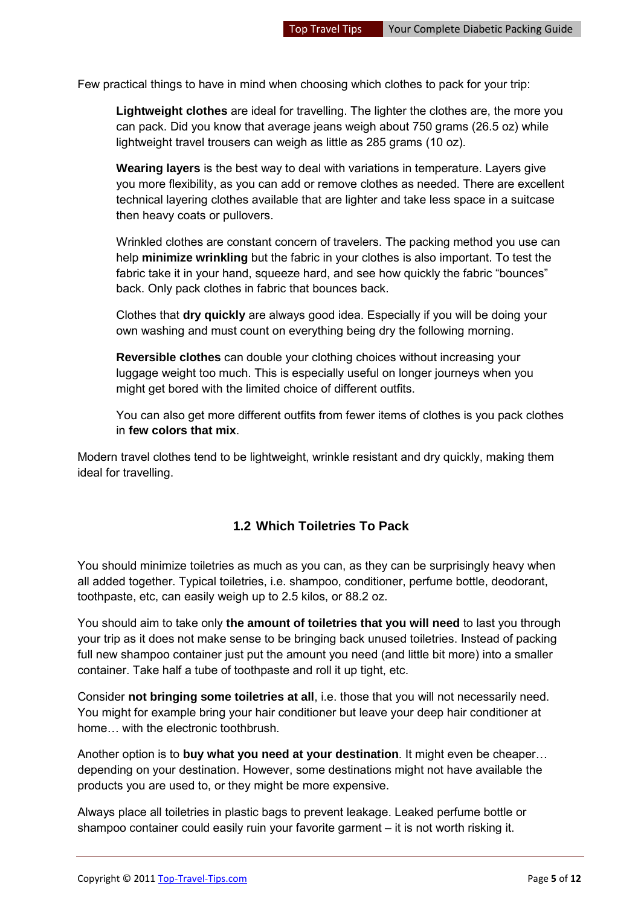Few practical things to have in mind when choosing which clothes to pack for your trip:

> **Lightweight clothes** are ideal for travelling. The lighter the clothes are, the more you can pack. Did you know that average jeans weigh about 750 grams (26.5 oz) while lightweight travel trousers can weigh as little as 285 grams (10 oz).
>
> **Wearing layers** is the best way to deal with variations in temperature. Layers give you more flexibility, as you can add or remove clothes as needed. There are excellent technical layering clothes available that are lighter and take less space in a suitcase then heavy coats or pullovers.
>
> Wrinkled clothes are constant concern of travelers. The packing method you use can help **minimize wrinkling** but the fabric in your clothes is also important. To test the fabric take it in your hand, squeeze hard, and see how quickly the fabric "bounces" back. Only pack clothes in fabric that bounces back.
>
> Clothes that **dry quickly** are always good idea. Especially if you will be doing your own washing and must count on everything being dry the following morning.
>
> **Reversible clothes** can double your clothing choices without increasing your luggage weight too much. This is especially useful on longer journeys when you might get bored with the limited choice of different outfits.
>
> You can also get more different outfits from fewer items of clothes is you pack clothes in **few colors that mix**.

Modern travel clothes tend to be lightweight, wrinkle resistant and dry quickly, making them ideal for travelling.

## 1.2 Which Toiletries To Pack

You should minimize toiletries as much as you can, as they can be surprisingly heavy when all added together. Typical toiletries, i.e. shampoo, conditioner, perfume bottle, deodorant, toothpaste, etc, can easily weigh up to 2.5 kilos, or 88.2 oz.

You should aim to take only **the amount of toiletries that you will need** to last you through your trip as it does not make sense to be bringing back unused toiletries. Instead of packing full new shampoo container just put the amount you need (and little bit more) into a smaller container. Take half a tube of toothpaste and roll it up tight, etc.

Consider **not bringing some toiletries at all**, i.e. those that you will not necessarily need. You might for example bring your hair conditioner but leave your deep hair conditioner at home… with the electronic toothbrush.

Another option is to **buy what you need at your destination**. It might even be cheaper… depending on your destination. However, some destinations might not have available the products you are used to, or they might be more expensive.

Always place all toiletries in plastic bags to prevent leakage. Leaked perfume bottle or shampoo container could easily ruin your favorite garment – it is not worth risking it.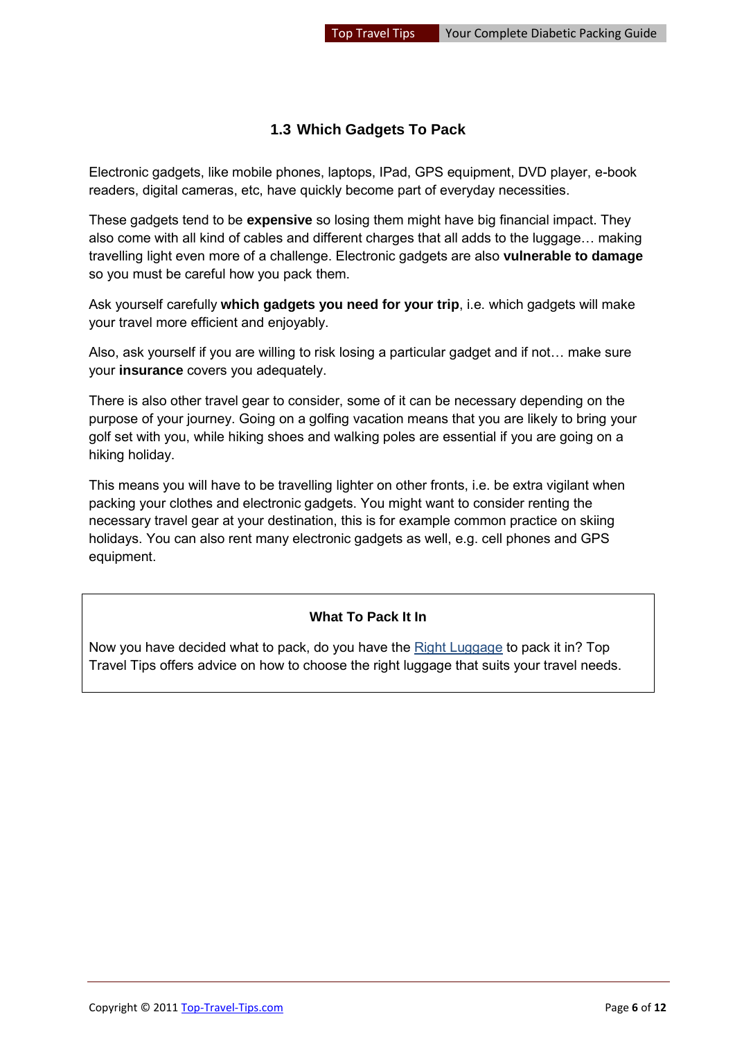### 1.3 Which Gadgets To Pack

Electronic gadgets, like mobile phones, laptops, IPad, GPS equipment, DVD player, e-book readers, digital cameras, etc, have quickly become part of everyday necessities.

These gadgets tend to be **expensive** so losing them might have big financial impact. They also come with all kind of cables and different charges that all adds to the luggage… making travelling light even more of a challenge. Electronic gadgets are also **vulnerable to damage** so you must be careful how you pack them.

Ask yourself carefully **which gadgets you need for your trip**, i.e. which gadgets will make your travel more efficient and enjoyably.

Also, ask yourself if you are willing to risk losing a particular gadget and if not… make sure your **insurance** covers you adequately.

There is also other travel gear to consider, some of it can be necessary depending on the purpose of your journey. Going on a golfing vacation means that you are likely to bring your golf set with you, while hiking shoes and walking poles are essential if you are going on a hiking holiday.

This means you will have to be travelling lighter on other fronts, i.e. be extra vigilant when packing your clothes and electronic gadgets. You might want to consider renting the necessary travel gear at your destination, this is for example common practice on skiing holidays. You can also rent many electronic gadgets as well, e.g. cell phones and GPS equipment.

**What To Pack It In**

Now you have decided what to pack, do you have the Right Luggage to pack it in? Top Travel Tips offers advice on how to choose the right luggage that suits your travel needs.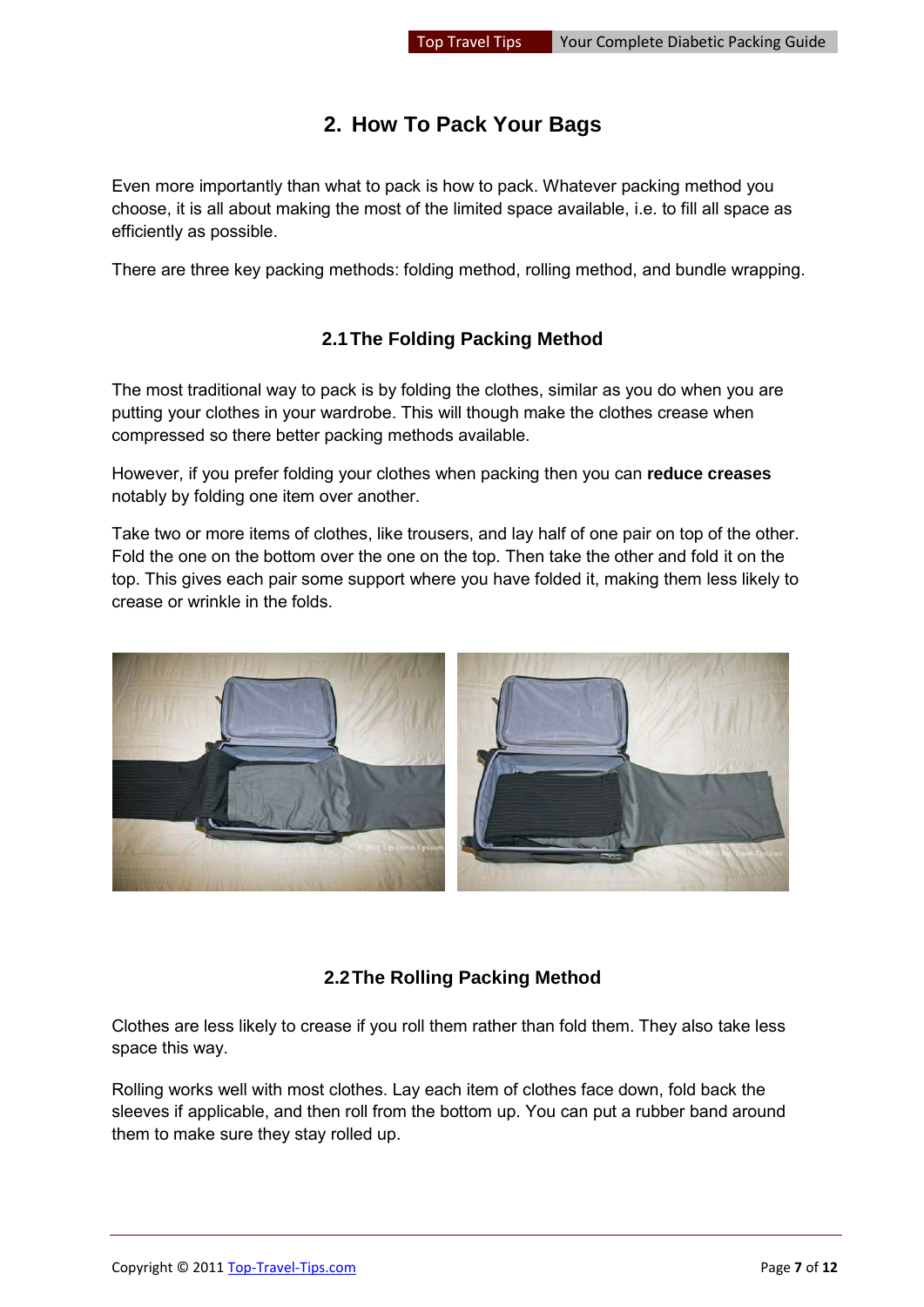## 2. How To Pack Your Bags

Even more importantly than what to pack is how to pack. Whatever packing method you choose, it is all about making the most of the limited space available, i.e. to fill all space as efficiently as possible.

There are three key packing methods: folding method, rolling method, and bundle wrapping.

### 2.1 The Folding Packing Method

The most traditional way to pack is by folding the clothes, similar as you do when you are putting your clothes in your wardrobe. This will though make the clothes crease when compressed so there better packing methods available.

However, if you prefer folding your clothes when packing then you can **reduce creases** notably by folding one item over another.

Take two or more items of clothes, like trousers, and lay half of one pair on top of the other. Fold the one on the bottom over the one on the top. Then take the other and fold it on the top. This gives each pair some support where you have folded it, making them less likely to crease or wrinkle in the folds.

### 2.2 The Rolling Packing Method

Clothes are less likely to crease if you roll them rather than fold them. They also take less space this way.

Rolling works well with most clothes. Lay each item of clothes face down, fold back the sleeves if applicable, and then roll from the bottom up. You can put a rubber band around them to make sure they stay rolled up.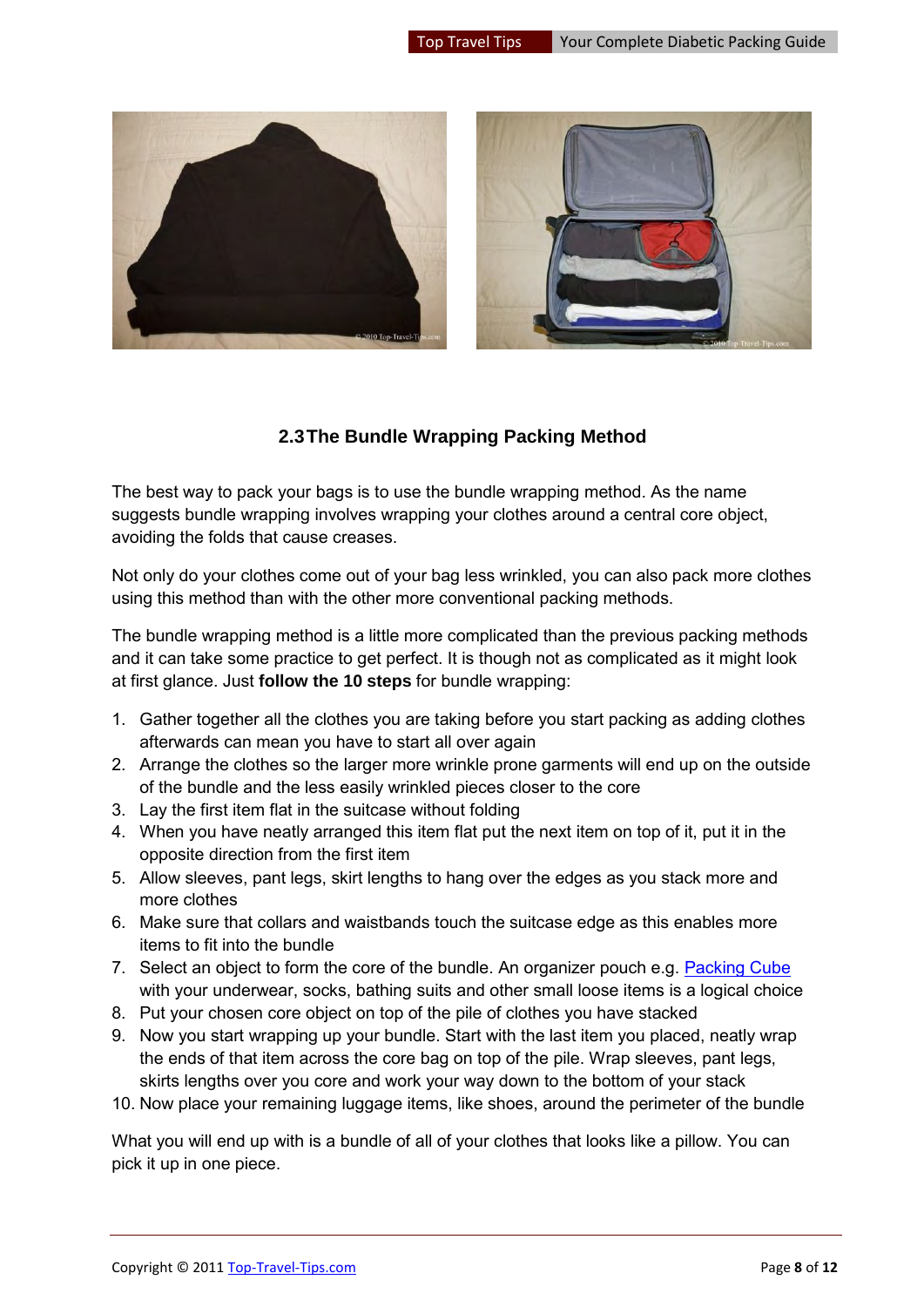## 2.3 The Bundle Wrapping Packing Method

The best way to pack your bags is to use the bundle wrapping method. As the name suggests bundle wrapping involves wrapping your clothes around a central core object, avoiding the folds that cause creases.

Not only do your clothes come out of your bag less wrinkled, you can also pack more clothes using this method than with the other more conventional packing methods.

The bundle wrapping method is a little more complicated than the previous packing methods and it can take some practice to get perfect. It is though not as complicated as it might look at first glance. Just **follow the 10 steps** for bundle wrapping:

1. Gather together all the clothes you are taking before you start packing as adding clothes afterwards can mean you have to start all over again
2. Arrange the clothes so the larger more wrinkle prone garments will end up on the outside of the bundle and the less easily wrinkled pieces closer to the core
3. Lay the first item flat in the suitcase without folding
4. When you have neatly arranged this item flat put the next item on top of it, put it in the opposite direction from the first item
5. Allow sleeves, pant legs, skirt lengths to hang over the edges as you stack more and more clothes
6. Make sure that collars and waistbands touch the suitcase edge as this enables more items to fit into the bundle
7. Select an object to form the core of the bundle. An organizer pouch e.g. [Packing Cube] with your underwear, socks, bathing suits and other small loose items is a logical choice
8. Put your chosen core object on top of the pile of clothes you have stacked
9. Now you start wrapping up your bundle. Start with the last item you placed, neatly wrap the ends of that item across the core bag on top of the pile. Wrap sleeves, pant legs, skirts lengths over you core and work your way down to the bottom of your stack
10. Now place your remaining luggage items, like shoes, around the perimeter of the bundle

What you will end up with is a bundle of all of your clothes that looks like a pillow. You can pick it up in one piece.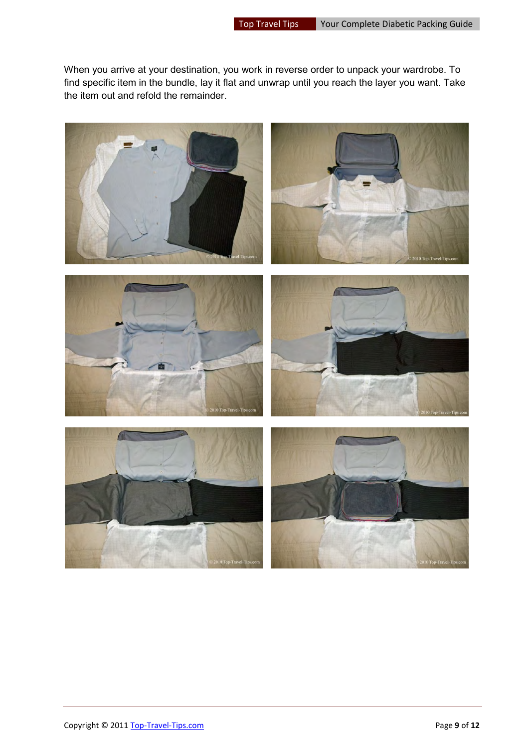When you arrive at your destination, you work in reverse order to unpack your wardrobe. To find specific item in the bundle, lay it flat and unwrap until you reach the layer you want. Take the item out and refold the remainder.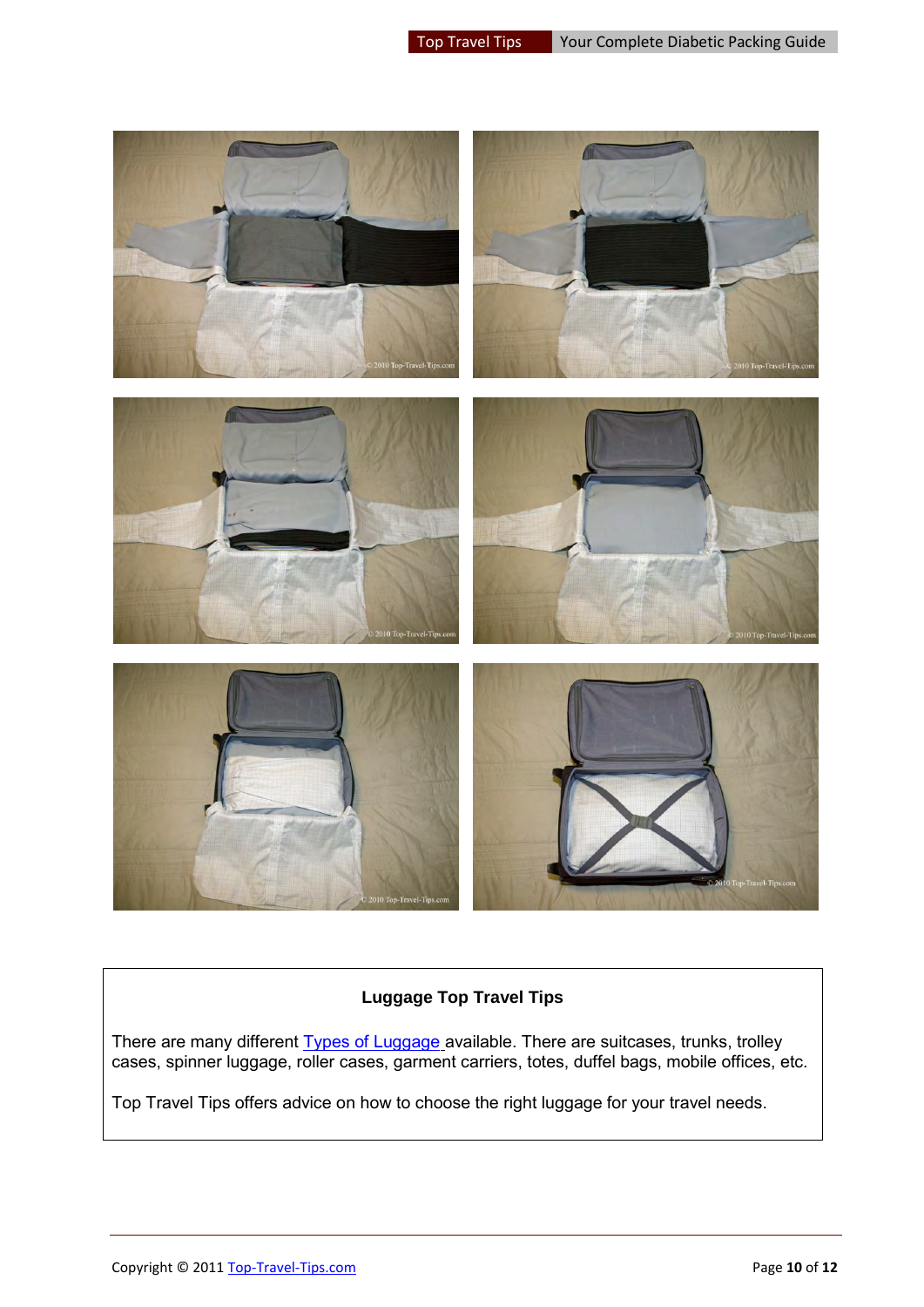**Luggage Top Travel Tips**

There are many different Types of Luggage available. There are suitcases, trunks, trolley cases, spinner luggage, roller cases, garment carriers, totes, duffel bags, mobile offices, etc.

Top Travel Tips offers advice on how to choose the right luggage for your travel needs.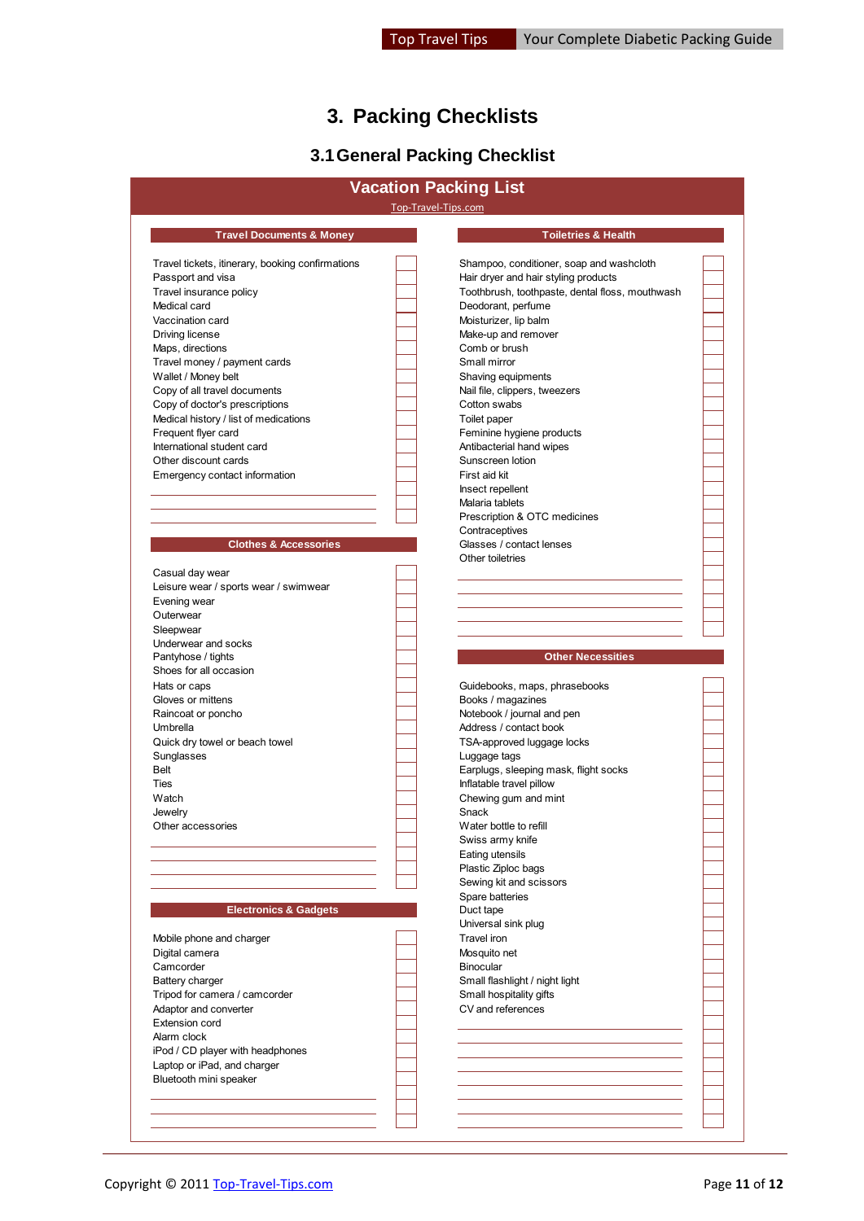## 3. Packing Checklists

### 3.1 General Packing Checklist

**Vacation Packing List**

Top-Travel-Tips.com

**Travel Documents & Money**

- [ ] Travel tickets, itinerary, booking confirmations
- [ ] Passport and visa
- [ ] Travel insurance policy
- [ ] Medical card
- [ ] Vaccination card
- [ ] Driving license
- [ ] Maps, directions
- [ ] Travel money / payment cards
- [ ] Wallet / Money belt
- [ ] Copy of all travel documents
- [ ] Copy of doctor's prescriptions
- [ ] Medical history / list of medications
- [ ] Frequent flyer card
- [ ] International student card
- [ ] Other discount cards
- [ ] Emergency contact information
- [ ] ______________
- [ ] ______________
- [ ] ______________

**Clothes & Accessories**

- [ ] Casual day wear
- [ ] Leisure wear / sports wear / swimwear
- [ ] Evening wear
- [ ] Outerwear
- [ ] Sleepwear
- [ ] Underwear and socks
- [ ] Pantyhose / tights
- [ ] Shoes for all occasion
- [ ] Hats or caps
- [ ] Gloves or mittens
- [ ] Raincoat or poncho
- [ ] Umbrella
- [ ] Quick dry towel or beach towel
- [ ] Sunglasses
- [ ] Belt
- [ ] Ties
- [ ] Watch
- [ ] Jewelry
- [ ] Other accessories
- [ ] ______________
- [ ] ______________
- [ ] ______________
- [ ] ______________

**Electronics & Gadgets**

- [ ] Mobile phone and charger
- [ ] Digital camera
- [ ] Camcorder
- [ ] Battery charger
- [ ] Tripod for camera / camcorder
- [ ] Adaptor and converter
- [ ] Extension cord
- [ ] Alarm clock
- [ ] iPod / CD player with headphones
- [ ] Laptop or iPad, and charger
- [ ] Bluetooth mini speaker
- [ ] ______________
- [ ] ______________
- [ ] ______________

**Toiletries & Health**

- [ ] Shampoo, conditioner, soap and washcloth
- [ ] Hair dryer and hair styling products
- [ ] Toothbrush, toothpaste, dental floss, mouthwash
- [ ] Deodorant, perfume
- [ ] Moisturizer, lip balm
- [ ] Make-up and remover
- [ ] Comb or brush
- [ ] Small mirror
- [ ] Shaving equipments
- [ ] Nail file, clippers, tweezers
- [ ] Cotton swabs
- [ ] Toilet paper
- [ ] Feminine hygiene products
- [ ] Antibacterial hand wipes
- [ ] Sunscreen lotion
- [ ] First aid kit
- [ ] Insect repellent
- [ ] Malaria tablets
- [ ] Prescription & OTC medicines
- [ ] Contraceptives
- [ ] Glasses / contact lenses
- [ ] Other toiletries
- [ ] ______________
- [ ] ______________
- [ ] ______________
- [ ] ______________

**Other Necessities**

- [ ] Guidebooks, maps, phrasebooks
- [ ] Books / magazines
- [ ] Notebook / journal and pen
- [ ] Address / contact book
- [ ] TSA-approved luggage locks
- [ ] Luggage tags
- [ ] Earplugs, sleeping mask, flight socks
- [ ] Inflatable travel pillow
- [ ] Chewing gum and mint
- [ ] Snack
- [ ] Water bottle to refill
- [ ] Swiss army knife
- [ ] Eating utensils
- [ ] Plastic Ziploc bags
- [ ] Sewing kit and scissors
- [ ] Spare batteries
- [ ] Duct tape
- [ ] Universal sink plug
- [ ] Travel iron
- [ ] Mosquito net
- [ ] Binocular
- [ ] Small flashlight / night light
- [ ] Small hospitality gifts
- [ ] CV and references
- [ ] ______________
- [ ] ______________
- [ ] ______________
- [ ] ______________
- [ ] ______________
- [ ] ______________
- [ ] ______________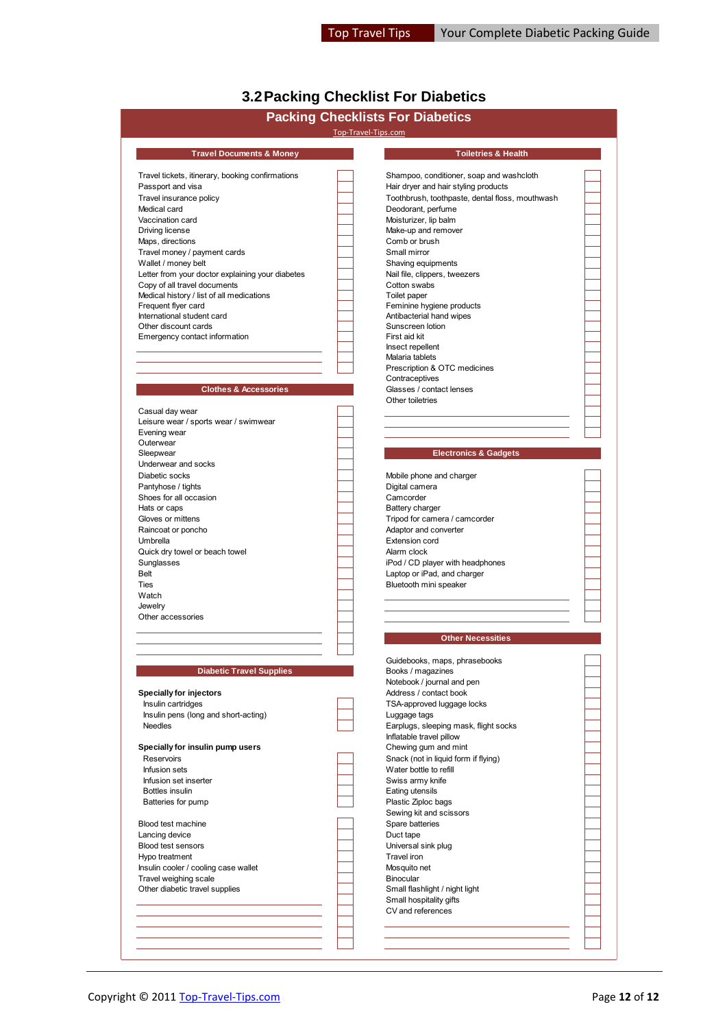## 3.2 Packing Checklist For Diabetics

### Packing Checklists For Diabetics

Top-Travel-Tips.com

#### Travel Documents & Money

- Travel tickets, itinerary, booking confirmations
- Passport and visa
- Travel insurance policy
- Medical card
- Vaccination card
- Driving license
- Maps, directions
- Travel money / payment cards
- Wallet / money belt
- Letter from your doctor explaining your diabetes
- Copy of all travel documents
- Medical history / list of all medications
- Frequent flyer card
- International student card
- Other discount cards
- Emergency contact information

#### Clothes & Accessories

- Casual day wear
- Leisure wear / sports wear / swimwear
- Evening wear
- Outerwear
- Sleepwear
- Underwear and socks
- Diabetic socks
- Pantyhose / tights
- Shoes for all occasion
- Hats or caps
- Gloves or mittens
- Raincoat or poncho
- Umbrella
- Quick dry towel or beach towel
- Sunglasses
- Belt
- Ties
- Watch
- Jewelry
- Other accessories

#### Diabetic Travel Supplies

**Specially for injectors**

- Insulin cartridges
- Insulin pens (long and short-acting)
- Needles

**Specially for insulin pump users**

- Reservoirs
- Infusion sets
- Infusion set inserter
- Bottles insulin
- Batteries for pump

- Blood test machine
- Lancing device
- Blood test sensors
- Hypo treatment
- Insulin cooler / cooling case wallet
- Travel weighing scale
- Other diabetic travel supplies

#### Toiletries & Health

- Shampoo, conditioner, soap and washcloth
- Hair dryer and hair styling products
- Toothbrush, toothpaste, dental floss, mouthwash
- Deodorant, perfume
- Moisturizer, lip balm
- Make-up and remover
- Comb or brush
- Small mirror
- Shaving equipments
- Nail file, clippers, tweezers
- Cotton swabs
- Toilet paper
- Feminine hygiene products
- Antibacterial hand wipes
- Sunscreen lotion
- First aid kit
- Insect repellent
- Malaria tablets
- Prescription & OTC medicines
- Contraceptives
- Glasses / contact lenses
- Other toiletries

#### Electronics & Gadgets

- Mobile phone and charger
- Digital camera
- Camcorder
- Battery charger
- Tripod for camera / camcorder
- Adaptor and converter
- Extension cord
- Alarm clock
- iPod / CD player with headphones
- Laptop or iPad, and charger
- Bluetooth mini speaker

#### Other Necessities

- Guidebooks, maps, phrasebooks
- Books / magazines
- Notebook / journal and pen
- Address / contact book
- TSA-approved luggage locks
- Luggage tags
- Earplugs, sleeping mask, flight socks
- Inflatable travel pillow
- Chewing gum and mint
- Snack (not in liquid form if flying)
- Water bottle to refill
- Swiss army knife
- Eating utensils
- Plastic Ziploc bags
- Sewing kit and scissors
- Spare batteries
- Duct tape
- Universal sink plug
- Travel iron
- Mosquito net
- Binocular
- Small flashlight / night light
- Small hospitality gifts
- CV and references

Copyright © 2011 Top-Travel-Tips.com